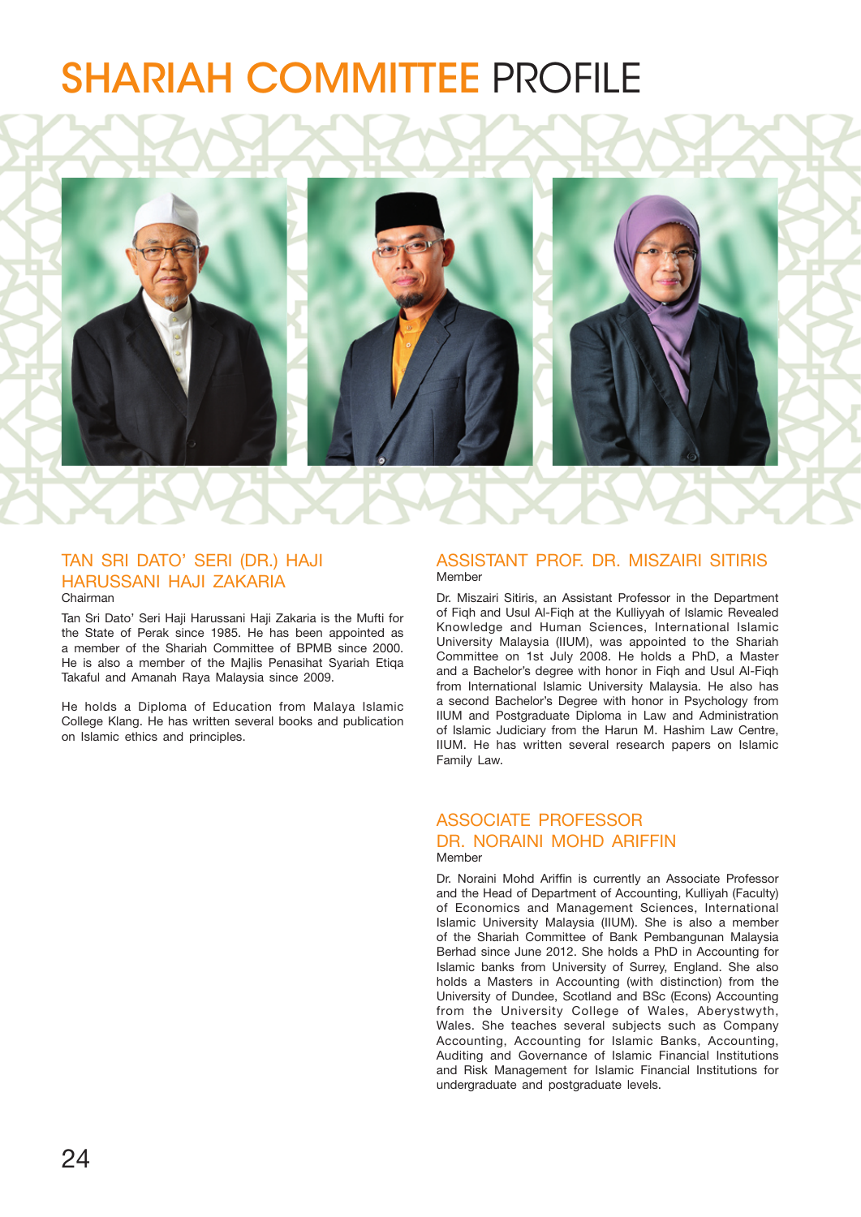# SHARIAH COMMITTEE PROFILE

## TAN SRI DATO' SERI (DR.) HAJI HARUSSANI HAJI ZAKARIA

Chairman

Tan Sri Dato' Seri Haji Harussani Haji Zakaria is the Mufti for the State of Perak since 1985. He has been appointed as a member of the Shariah Committee of BPMB since 2000. He is also a member of the Majlis Penasihat Syariah Etiqa Takaful and Amanah Raya Malaysia since 2009.

He holds a Diploma of Education from Malaya Islamic College Klang. He has written several books and publication on Islamic ethics and principles.

## ASSISTANT PROF. DR. MISZAIRI SITIRIS

Member

Dr. Miszairi Sitiris, an Assistant Professor in the Department of Fiqh and Usul Al-Fiqh at the Kulliyyah of Islamic Revealed Knowledge and Human Sciences, International Islamic University Malaysia (IIUM), was appointed to the Shariah Committee on 1st July 2008. He holds a PhD, a Master and a Bachelor's degree with honor in Fiqh and Usul Al-Fiqh from International Islamic University Malaysia. He also has a second Bachelor's Degree with honor in Psychology from IIUM and Postgraduate Diploma in Law and Administration of Islamic Judiciary from the Harun M. Hashim Law Centre, IIUM. He has written several research papers on Islamic Family Law.

## ASSOCIATE PROFESSOR DR. NORAINI MOHD ARIFFIN

Member

Dr. Noraini Mohd Ariffin is currently an Associate Professor and the Head of Department of Accounting, Kulliyah (Faculty) of Economics and Management Sciences, International Islamic University Malaysia (IIUM). She is also a member of the Shariah Committee of Bank Pembangunan Malaysia Berhad since June 2012. She holds a PhD in Accounting for Islamic banks from University of Surrey, England. She also holds a Masters in Accounting (with distinction) from the University of Dundee, Scotland and BSc (Econs) Accounting from the University College of Wales, Aberystwyth, Wales. She teaches several subjects such as Company Accounting, Accounting for Islamic Banks, Accounting, Auditing and Governance of Islamic Financial Institutions and Risk Management for Islamic Financial Institutions for undergraduate and postgraduate levels.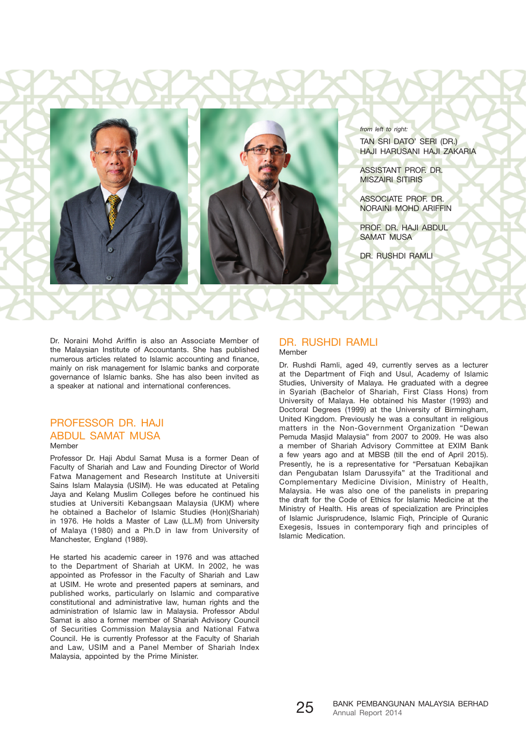*from left to right:*

TAN SRI DATO' SERI (DR.) HAJI HARUSANI HAJI ZAKARIA

ASSISTANT PROF. DR. MISZAIRI SITIRIS

ASSOCIATE PROF. DR. NORAINI MOHD ARIFFIN

PROF. DR. HAJI ABDUL SAMAT MUSA

DR. RUSHDI RAMLI

Dr. Noraini Mohd Ariffin is also an Associate Member of the Malaysian Institute of Accountants. She has published numerous articles related to Islamic accounting and finance, mainly on risk management for Islamic banks and corporate governance of Islamic banks. She has also been invited as a speaker at national and international conferences.

## PROFESSOR DR. HAJI ABDUL SAMAT MUSA

Member

Professor Dr. Haji Abdul Samat Musa is a former Dean of Faculty of Shariah and Law and Founding Director of World Fatwa Management and Research Institute at Universiti Sains Islam Malaysia (USIM). He was educated at Petaling Jaya and Kelang Muslim Colleges before he continued his studies at Universiti Kebangsaan Malaysia (UKM) where he obtained a Bachelor of Islamic Studies (Hon)(Shariah) in 1976. He holds a Master of Law (LL.M) from University of Malaya (1980) and a Ph.D in law from University of Manchester, England (1989).

He started his academic career in 1976 and was attached to the Department of Shariah at UKM. In 2002, he was appointed as Professor in the Faculty of Shariah and Law at USIM. He wrote and presented papers at seminars, and published works, particularly on Islamic and comparative constitutional and administrative law, human rights and the administration of Islamic law in Malaysia. Professor Abdul Samat is also a former member of Shariah Advisory Council of Securities Commission Malaysia and National Fatwa Council. He is currently Professor at the Faculty of Shariah and Law, USIM and a Panel Member of Shariah Index Malaysia, appointed by the Prime Minister.

## DR. RUSHDI RAMLI

Member

Dr. Rushdi Ramli, aged 49, currently serves as a lecturer at the Department of Fiqh and Usul, Academy of Islamic Studies, University of Malaya. He graduated with a degree in Syariah (Bachelor of Shariah, First Class Hons) from University of Malaya. He obtained his Master (1993) and Doctoral Degrees (1999) at the University of Birmingham, United Kingdom. Previously he was a consultant in religious matters in the Non-Government Organization "Dewan Pemuda Masjid Malaysia" from 2007 to 2009. He was also a member of Shariah Advisory Committee at EXIM Bank a few years ago and at MBSB (till the end of April 2015). Presently, he is a representative for "Persatuan Kebajikan dan Pengubatan Islam Darussyifa" at the Traditional and Complementary Medicine Division, Ministry of Health, Malaysia. He was also one of the panelists in preparing the draft for the Code of Ethics for Islamic Medicine at the Ministry of Health. His areas of specialization are Principles of Islamic Jurisprudence, Islamic Fiqh, Principle of Quranic Exegesis, Issues in contemporary fiqh and principles of Islamic Medication.